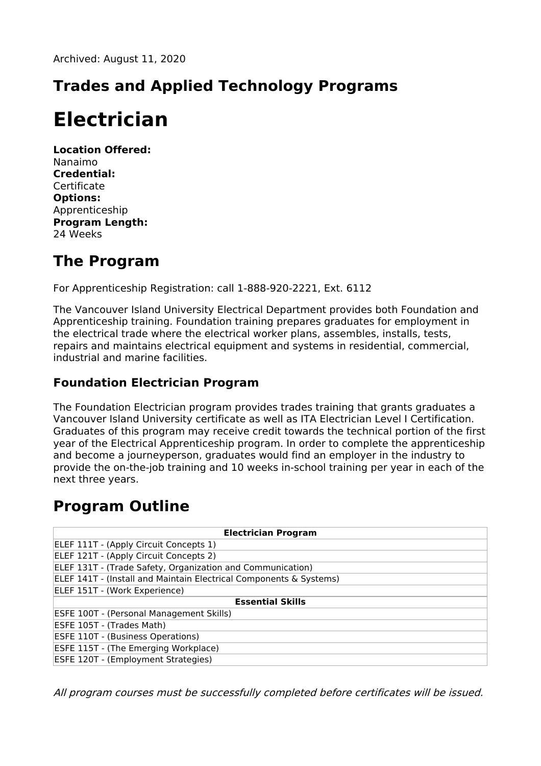Archived: August 11, 2020

## Trades and Applied Technology Programs

# Electrician

**Location Offered:**
Nanaimo
**Credential:**
Certificate
**Options:**
Apprenticeship
**Program Length:**
24 Weeks

## The Program

For Apprenticeship Registration: call 1-888-920-2221, Ext. 6112

The Vancouver Island University Electrical Department provides both Foundation and Apprenticeship training. Foundation training prepares graduates for employment in the electrical trade where the electrical worker plans, assembles, installs, tests, repairs and maintains electrical equipment and systems in residential, commercial, industrial and marine facilities.

### Foundation Electrician Program

The Foundation Electrician program provides trades training that grants graduates a Vancouver Island University certificate as well as ITA Electrician Level I Certification. Graduates of this program may receive credit towards the technical portion of the first year of the Electrical Apprenticeship program. In order to complete the apprenticeship and become a journeyperson, graduates would find an employer in the industry to provide the on-the-job training and 10 weeks in-school training per year in each of the next three years.

## Program Outline

| Electrician Program |
| --- |
| ELEF 111T - (Apply Circuit Concepts 1) |
| ELEF 121T - (Apply Circuit Concepts 2) |
| ELEF 131T - (Trade Safety, Organization and Communication) |
| ELEF 141T - (Install and Maintain Electrical Components & Systems) |
| ELEF 151T - (Work Experience) |
| **Essential Skills** |
| ESFE 100T - (Personal Management Skills) |
| ESFE 105T - (Trades Math) |
| ESFE 110T - (Business Operations) |
| ESFE 115T - (The Emerging Workplace) |
| ESFE 120T - (Employment Strategies) |

*All program courses must be successfully completed before certificates will be issued.*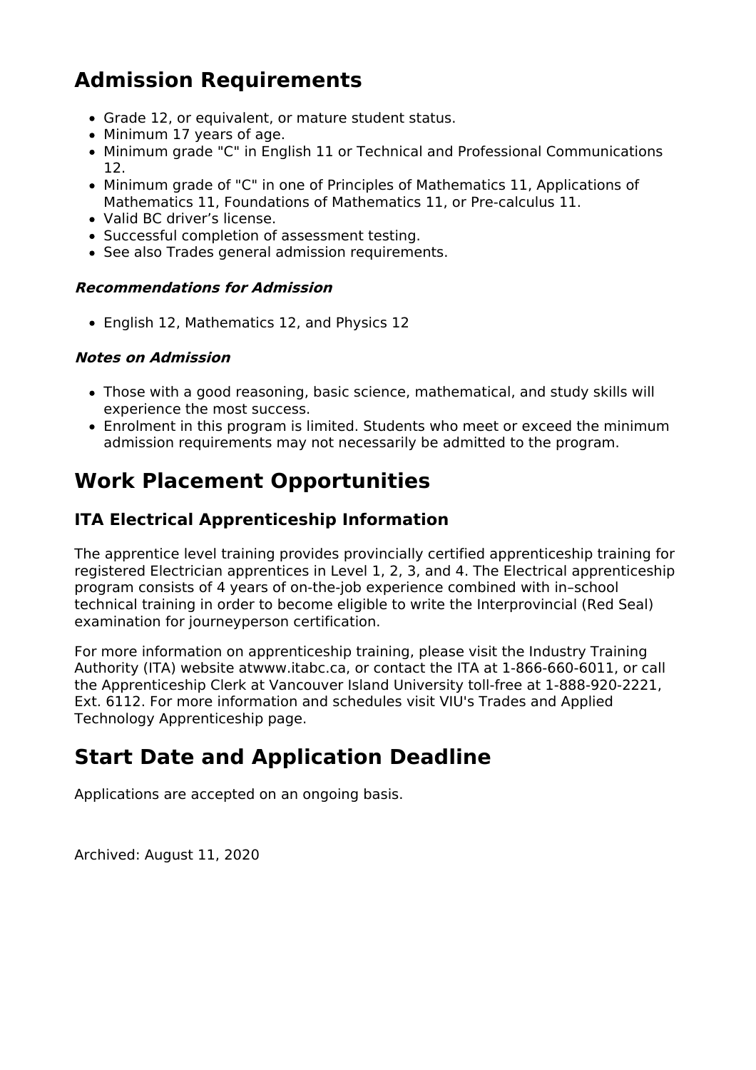## Admission Requirements

- Grade 12, or equivalent, or mature student status.
- Minimum 17 years of age.
- Minimum grade "C" in English 11 or Technical and Professional Communications 12.
- Minimum grade of "C" in one of Principles of Mathematics 11, Applications of Mathematics 11, Foundations of Mathematics 11, or Pre-calculus 11.
- Valid BC driver's license.
- Successful completion of assessment testing.
- See also Trades general admission requirements.

#### ***Recommendations for Admission***

- English 12, Mathematics 12, and Physics 12

#### ***Notes on Admission***

- Those with a good reasoning, basic science, mathematical, and study skills will experience the most success.
- Enrolment in this program is limited. Students who meet or exceed the minimum admission requirements may not necessarily be admitted to the program.

## Work Placement Opportunities

### ITA Electrical Apprenticeship Information

The apprentice level training provides provincially certified apprenticeship training for registered Electrician apprentices in Level 1, 2, 3, and 4. The Electrical apprenticeship program consists of 4 years of on-the-job experience combined with in–school technical training in order to become eligible to write the Interprovincial (Red Seal) examination for journeyperson certification.

For more information on apprenticeship training, please visit the Industry Training Authority (ITA) website atwww.itabc.ca, or contact the ITA at 1-866-660-6011, or call the Apprenticeship Clerk at Vancouver Island University toll-free at 1-888-920-2221, Ext. 6112. For more information and schedules visit VIU's Trades and Applied Technology Apprenticeship page.

## Start Date and Application Deadline

Applications are accepted on an ongoing basis.

Archived: August 11, 2020